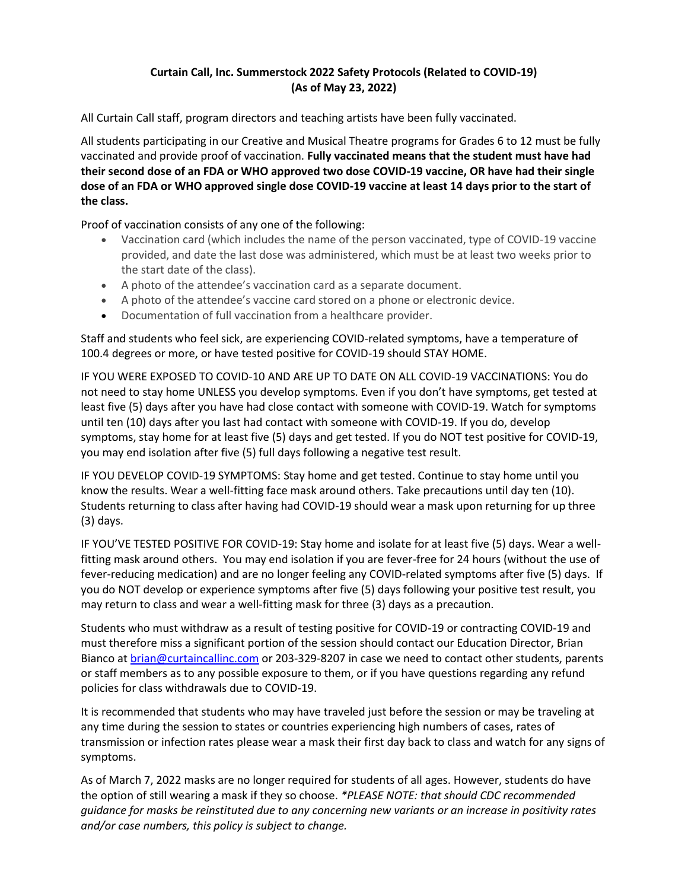**Curtain Call, Inc. Summerstock 2022 Safety Protocols (Related to COVID-19)**
**(As of May 23, 2022)**

All Curtain Call staff, program directors and teaching artists have been fully vaccinated.

All students participating in our Creative and Musical Theatre programs for Grades 6 to 12 must be fully vaccinated and provide proof of vaccination. **Fully vaccinated means that the student must have had their second dose of an FDA or WHO approved two dose COVID-19 vaccine, OR have had their single dose of an FDA or WHO approved single dose COVID-19 vaccine at least 14 days prior to the start of the class.**

Proof of vaccination consists of any one of the following:

- Vaccination card (which includes the name of the person vaccinated, type of COVID-19 vaccine provided, and date the last dose was administered, which must be at least two weeks prior to the start date of the class).
- A photo of the attendee's vaccination card as a separate document.
- A photo of the attendee's vaccine card stored on a phone or electronic device.
- Documentation of full vaccination from a healthcare provider.

Staff and students who feel sick, are experiencing COVID-related symptoms, have a temperature of 100.4 degrees or more, or have tested positive for COVID-19 should STAY HOME.

IF YOU WERE EXPOSED TO COVID-10 AND ARE UP TO DATE ON ALL COVID-19 VACCINATIONS: You do not need to stay home UNLESS you develop symptoms. Even if you don't have symptoms, get tested at least five (5) days after you have had close contact with someone with COVID-19. Watch for symptoms until ten (10) days after you last had contact with someone with COVID-19. If you do, develop symptoms, stay home for at least five (5) days and get tested. If you do NOT test positive for COVID-19, you may end isolation after five (5) full days following a negative test result.

IF YOU DEVELOP COVID-19 SYMPTOMS: Stay home and get tested. Continue to stay home until you know the results. Wear a well-fitting face mask around others. Take precautions until day ten (10). Students returning to class after having had COVID-19 should wear a mask upon returning for up three (3) days.

IF YOU'VE TESTED POSITIVE FOR COVID-19: Stay home and isolate for at least five (5) days. Wear a well-fitting mask around others. You may end isolation if you are fever-free for 24 hours (without the use of fever-reducing medication) and are no longer feeling any COVID-related symptoms after five (5) days. If you do NOT develop or experience symptoms after five (5) days following your positive test result, you may return to class and wear a well-fitting mask for three (3) days as a precaution.

Students who must withdraw as a result of testing positive for COVID-19 or contracting COVID-19 and must therefore miss a significant portion of the session should contact our Education Director, Brian Bianco at brian@curtaincallinc.com or 203-329-8207 in case we need to contact other students, parents or staff members as to any possible exposure to them, or if you have questions regarding any refund policies for class withdrawals due to COVID-19.

It is recommended that students who may have traveled just before the session or may be traveling at any time during the session to states or countries experiencing high numbers of cases, rates of transmission or infection rates please wear a mask their first day back to class and watch for any signs of symptoms.

As of March 7, 2022 masks are no longer required for students of all ages. However, students do have the option of still wearing a mask if they so choose. *\*PLEASE NOTE: that should CDC recommended guidance for masks be reinstituted due to any concerning new variants or an increase in positivity rates and/or case numbers, this policy is subject to change.*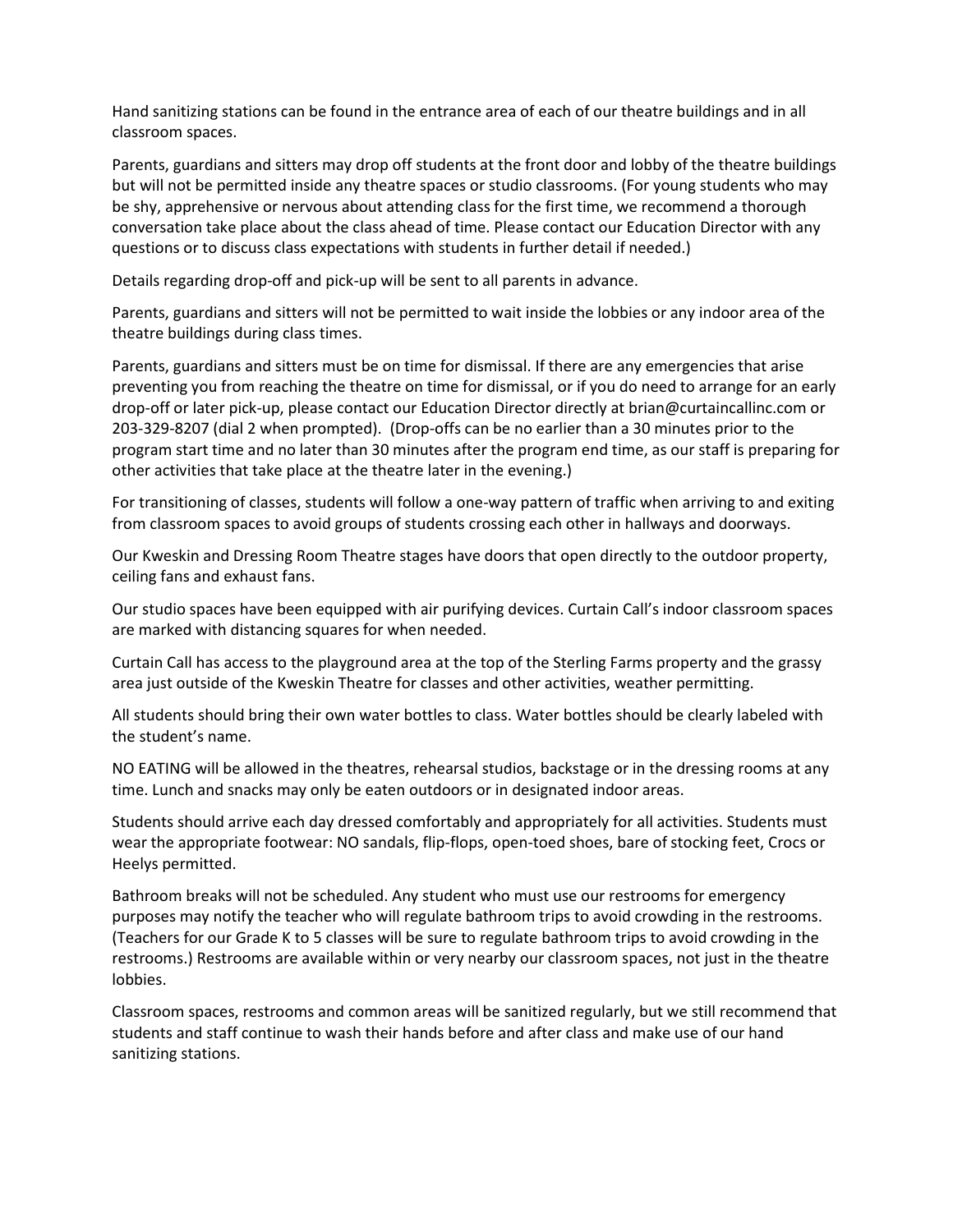Hand sanitizing stations can be found in the entrance area of each of our theatre buildings and in all classroom spaces.

Parents, guardians and sitters may drop off students at the front door and lobby of the theatre buildings but will not be permitted inside any theatre spaces or studio classrooms. (For young students who may be shy, apprehensive or nervous about attending class for the first time, we recommend a thorough conversation take place about the class ahead of time. Please contact our Education Director with any questions or to discuss class expectations with students in further detail if needed.)

Details regarding drop-off and pick-up will be sent to all parents in advance.

Parents, guardians and sitters will not be permitted to wait inside the lobbies or any indoor area of the theatre buildings during class times.

Parents, guardians and sitters must be on time for dismissal. If there are any emergencies that arise preventing you from reaching the theatre on time for dismissal, or if you do need to arrange for an early drop-off or later pick-up, please contact our Education Director directly at brian@curtaincallinc.com or 203-329-8207 (dial 2 when prompted). (Drop-offs can be no earlier than a 30 minutes prior to the program start time and no later than 30 minutes after the program end time, as our staff is preparing for other activities that take place at the theatre later in the evening.)

For transitioning of classes, students will follow a one-way pattern of traffic when arriving to and exiting from classroom spaces to avoid groups of students crossing each other in hallways and doorways.

Our Kweskin and Dressing Room Theatre stages have doors that open directly to the outdoor property, ceiling fans and exhaust fans.

Our studio spaces have been equipped with air purifying devices. Curtain Call's indoor classroom spaces are marked with distancing squares for when needed.

Curtain Call has access to the playground area at the top of the Sterling Farms property and the grassy area just outside of the Kweskin Theatre for classes and other activities, weather permitting.

All students should bring their own water bottles to class. Water bottles should be clearly labeled with the student's name.

NO EATING will be allowed in the theatres, rehearsal studios, backstage or in the dressing rooms at any time. Lunch and snacks may only be eaten outdoors or in designated indoor areas.

Students should arrive each day dressed comfortably and appropriately for all activities. Students must wear the appropriate footwear: NO sandals, flip-flops, open-toed shoes, bare of stocking feet, Crocs or Heelys permitted.

Bathroom breaks will not be scheduled. Any student who must use our restrooms for emergency purposes may notify the teacher who will regulate bathroom trips to avoid crowding in the restrooms. (Teachers for our Grade K to 5 classes will be sure to regulate bathroom trips to avoid crowding in the restrooms.) Restrooms are available within or very nearby our classroom spaces, not just in the theatre lobbies.

Classroom spaces, restrooms and common areas will be sanitized regularly, but we still recommend that students and staff continue to wash their hands before and after class and make use of our hand sanitizing stations.